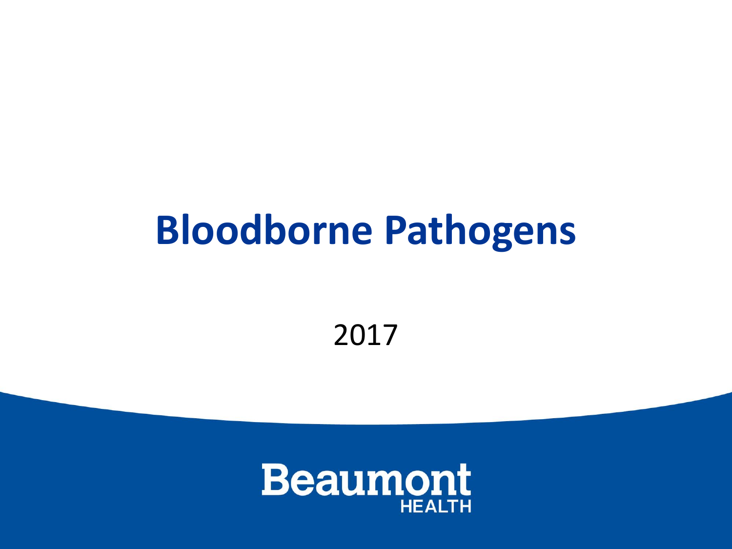# Bloodborne Pathogens

2017

Beaumont
HEALTH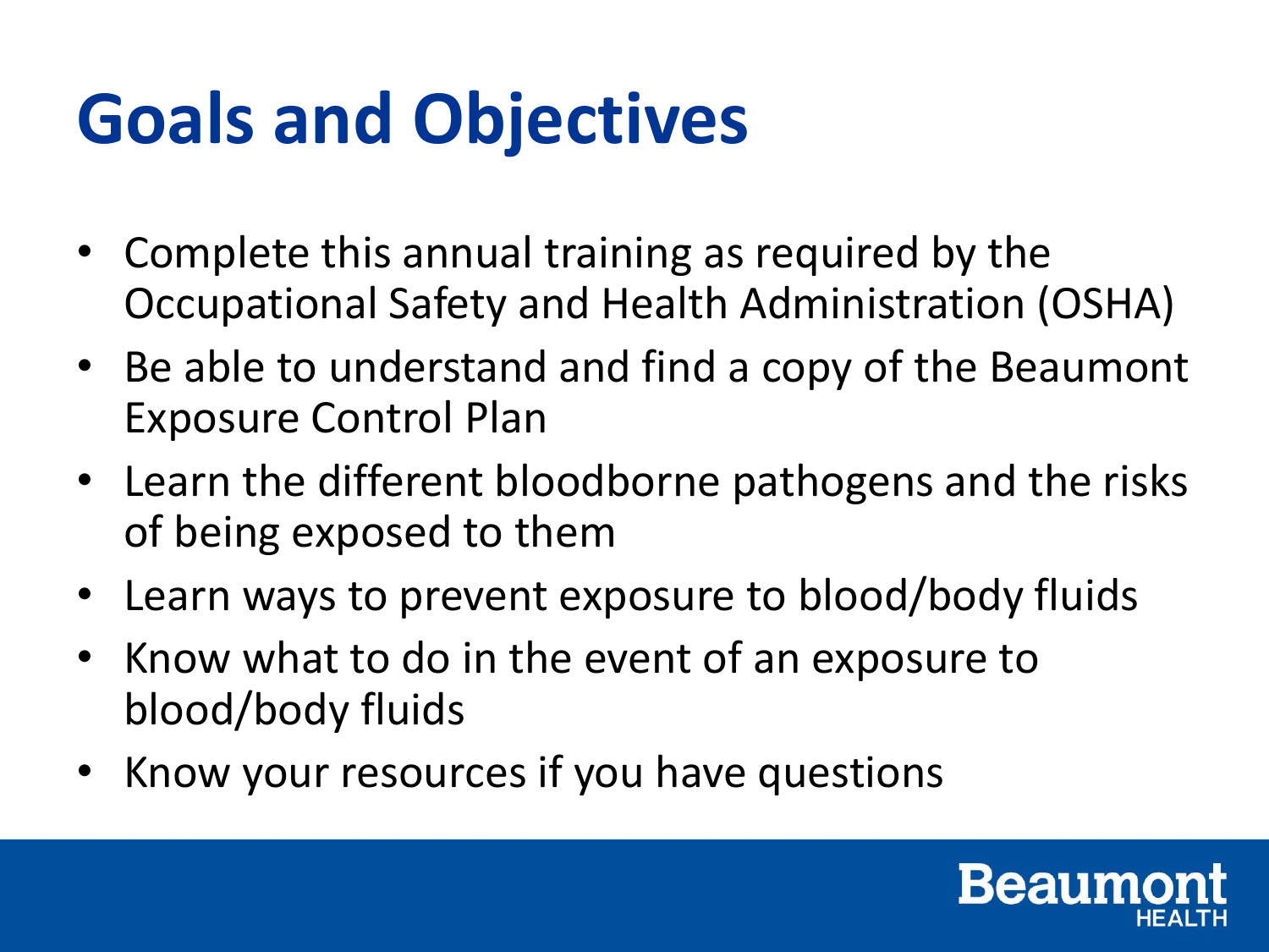# Goals and Objectives

- Complete this annual training as required by the Occupational Safety and Health Administration (OSHA)
- Be able to understand and find a copy of the Beaumont Exposure Control Plan
- Learn the different bloodborne pathogens and the risks of being exposed to them
- Learn ways to prevent exposure to blood/body fluids
- Know what to do in the event of an exposure to blood/body fluids
- Know your resources if you have questions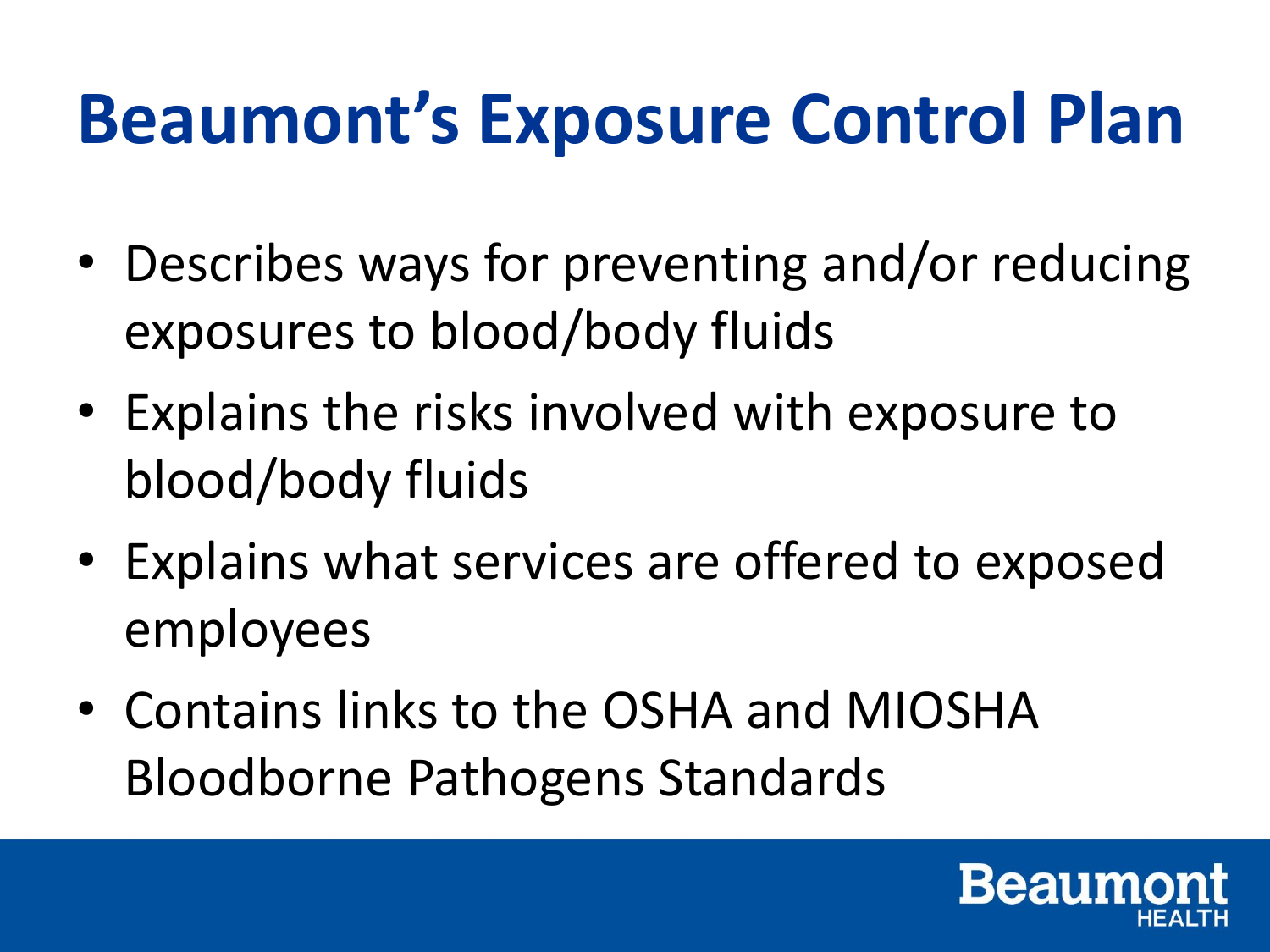# Beaumont's Exposure Control Plan

- Describes ways for preventing and/or reducing exposures to blood/body fluids
- Explains the risks involved with exposure to blood/body fluids
- Explains what services are offered to exposed employees
- Contains links to the OSHA and MIOSHA Bloodborne Pathogens Standards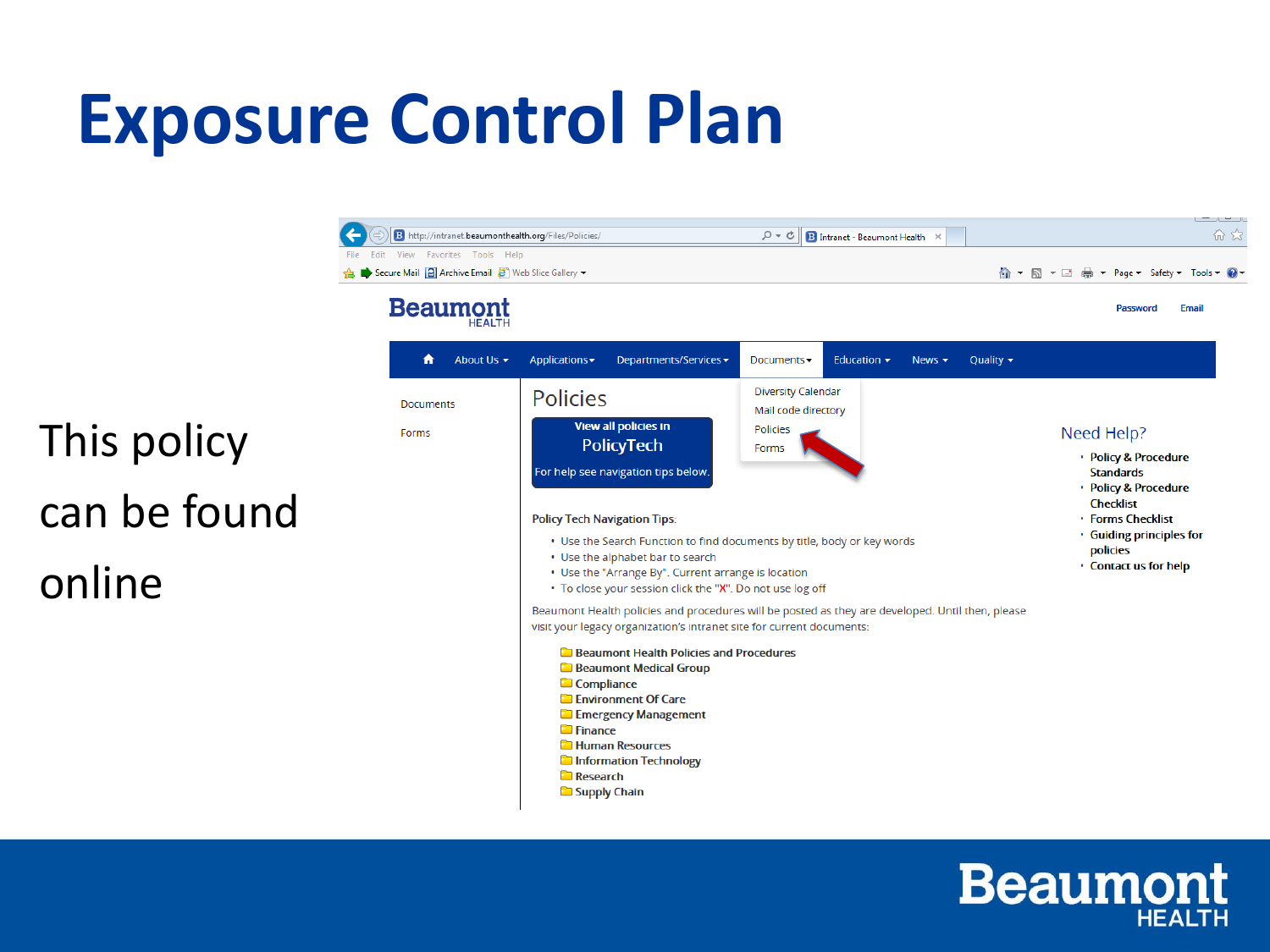# Exposure Control Plan

This policy can be found online

http://intranet.beaumonthealth.org/Files/Policies/

**Beaumont** HEALTH

Password | Email

About Us | Applications | Departments/Services | Documents | Education | News | Quality

Documents
- Diversity Calendar
- Mail code directory
- Policies
- Forms

Documents

Forms

## Policies

**View all policies in PolicyTech**

For help see navigation tips below.

Policy Tech Navigation Tips:

- Use the Search Function to find documents by title, body or key words
- Use the alphabet bar to search
- Use the "Arrange By". Current arrange is location
- To close your session click the "X". Do not use log off

Beaumont Health policies and procedures will be posted as they are developed. Until then, please visit your legacy organization's intranet site for current documents:

- Beaumont Health Policies and Procedures
- Beaumont Medical Group
- Compliance
- Environment Of Care
- Emergency Management
- Finance
- Human Resources
- Information Technology
- Research
- Supply Chain

### Need Help?

- Policy & Procedure Standards
- Policy & Procedure Checklist
- Forms Checklist
- Guiding principles for policies
- Contact us for help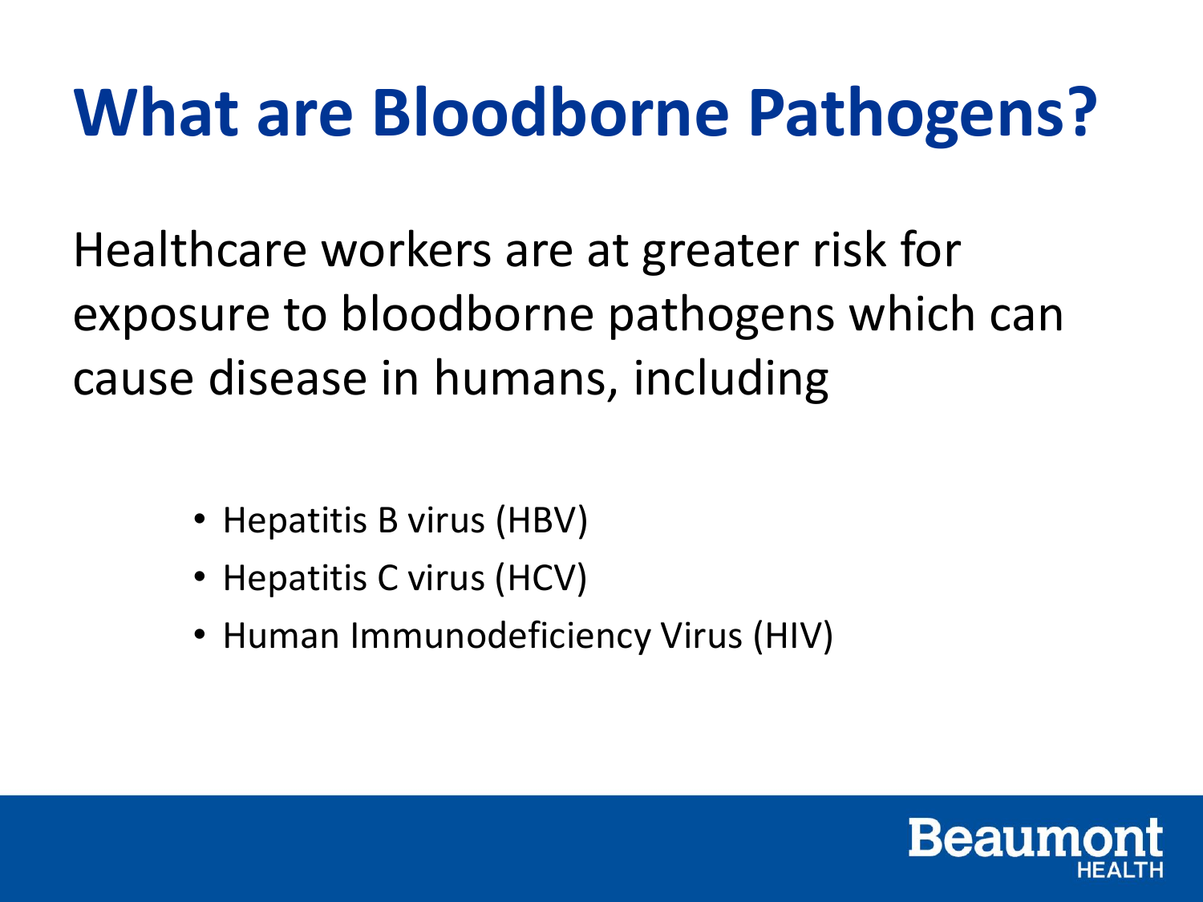# What are Bloodborne Pathogens?

Healthcare workers are at greater risk for exposure to bloodborne pathogens which can cause disease in humans, including

- Hepatitis B virus (HBV)
- Hepatitis C virus (HCV)
- Human Immunodeficiency Virus (HIV)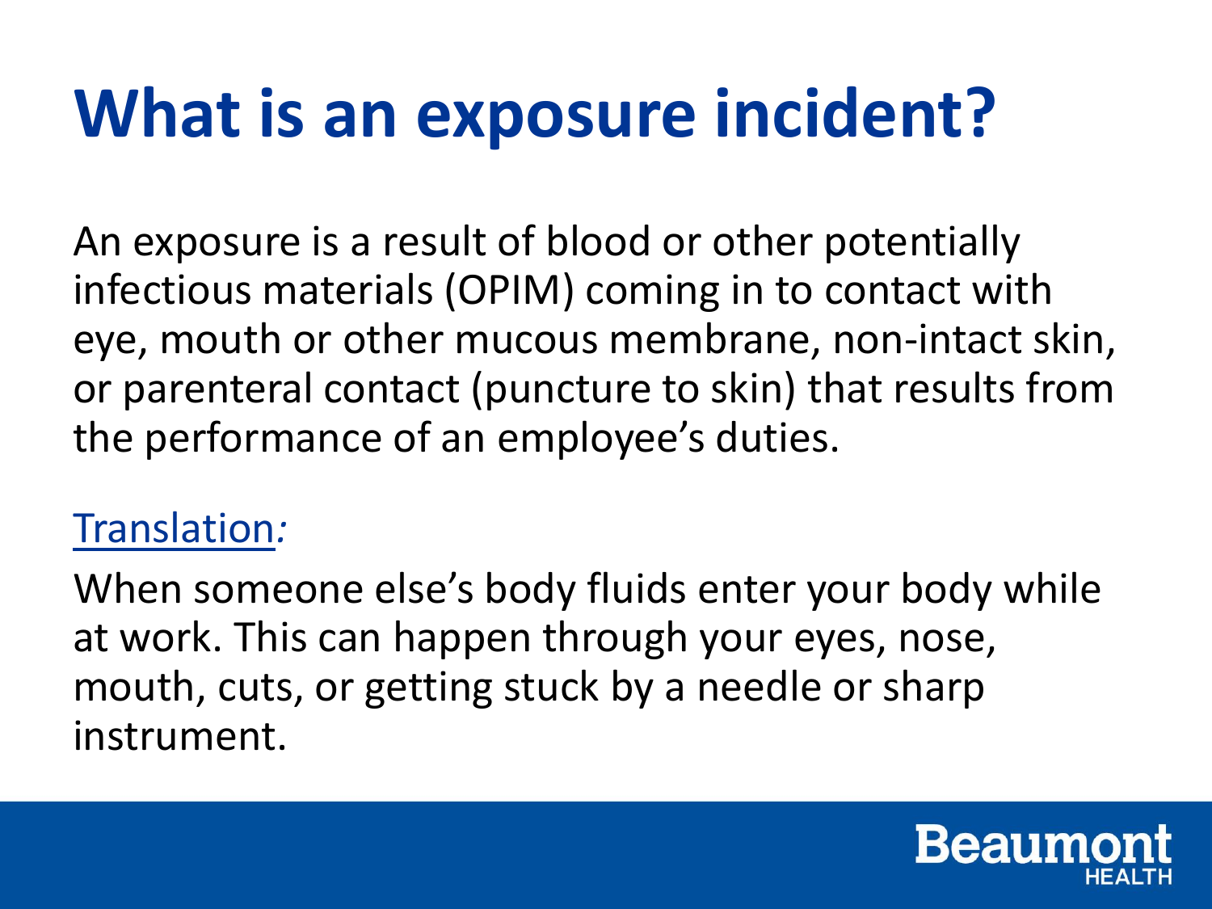# What is an exposure incident?

An exposure is a result of blood or other potentially infectious materials (OPIM) coming in to contact with eye, mouth or other mucous membrane, non-intact skin, or parenteral contact (puncture to skin) that results from the performance of an employee's duties.

Translation*:*

When someone else's body fluids enter your body while at work. This can happen through your eyes, nose, mouth, cuts, or getting stuck by a needle or sharp instrument.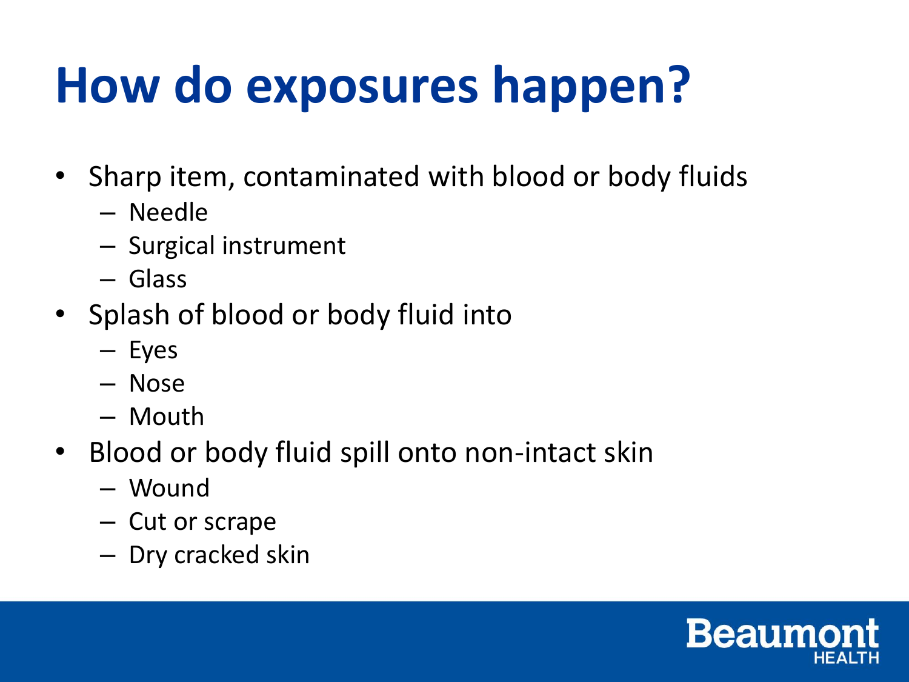# How do exposures happen?

- Sharp item, contaminated with blood or body fluids
  - Needle
  - Surgical instrument
  - Glass
- Splash of blood or body fluid into
  - Eyes
  - Nose
  - Mouth
- Blood or body fluid spill onto non-intact skin
  - Wound
  - Cut or scrape
  - Dry cracked skin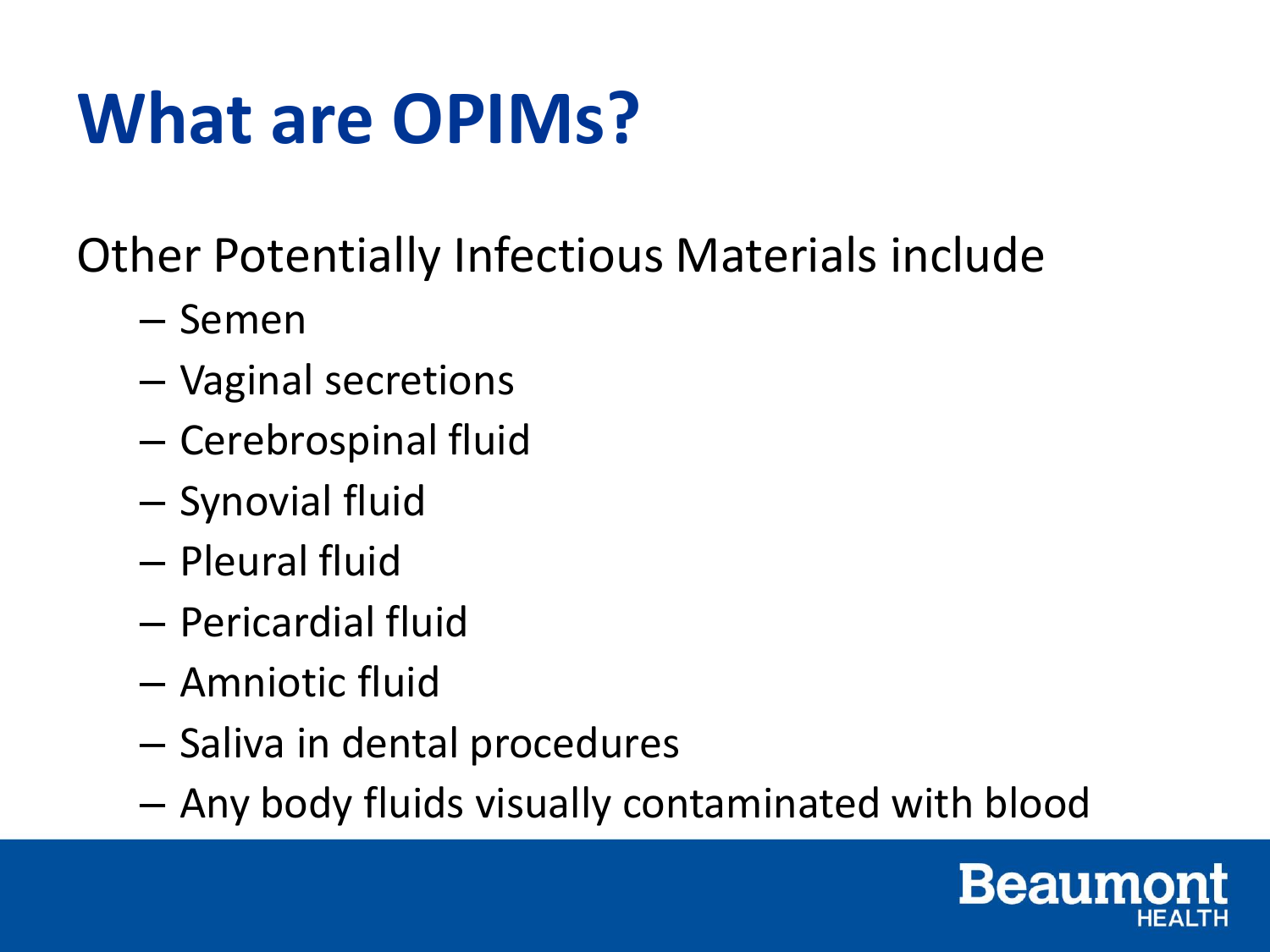# What are OPIMs?

Other Potentially Infectious Materials include

- Semen
- Vaginal secretions
- Cerebrospinal fluid
- Synovial fluid
- Pleural fluid
- Pericardial fluid
- Amniotic fluid
- Saliva in dental procedures
- Any body fluids visually contaminated with blood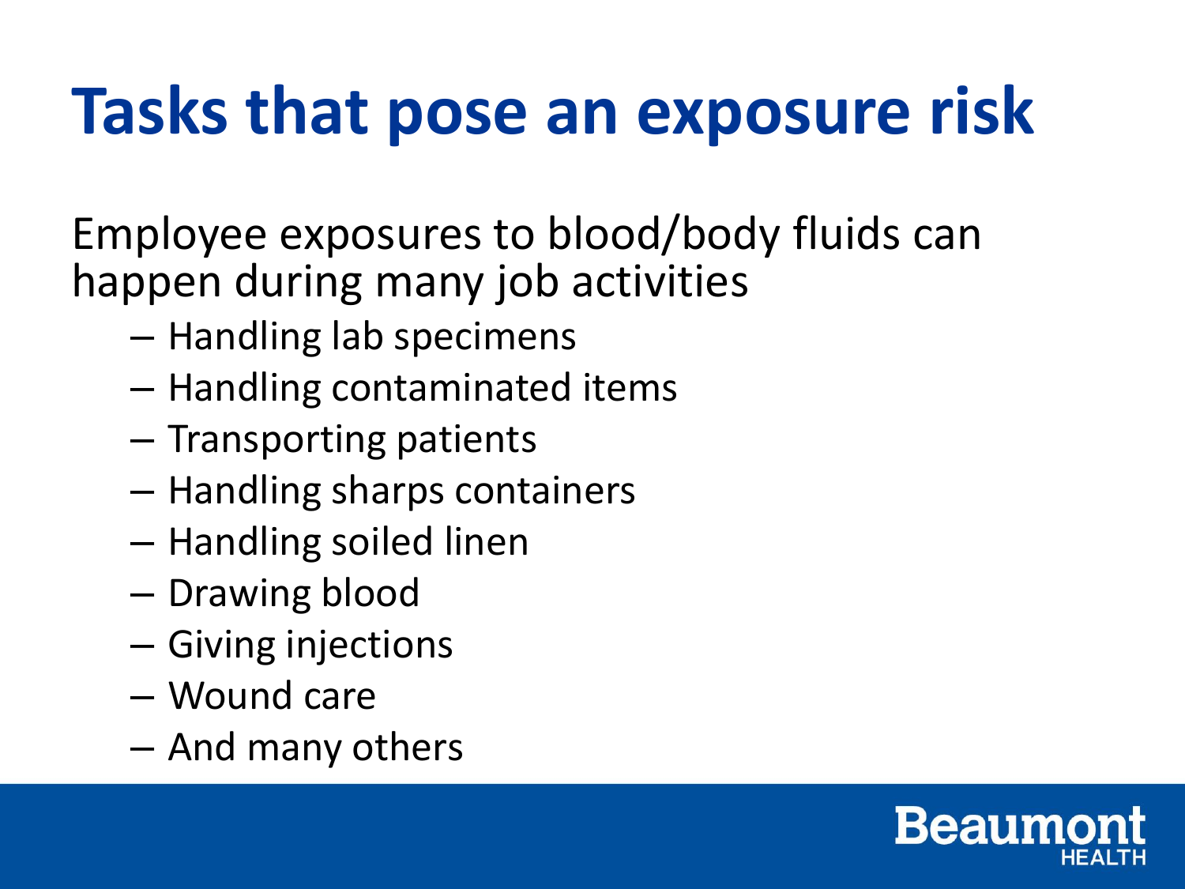# Tasks that pose an exposure risk

Employee exposures to blood/body fluids can happen during many job activities

- Handling lab specimens
- Handling contaminated items
- Transporting patients
- Handling sharps containers
- Handling soiled linen
- Drawing blood
- Giving injections
- Wound care
- And many others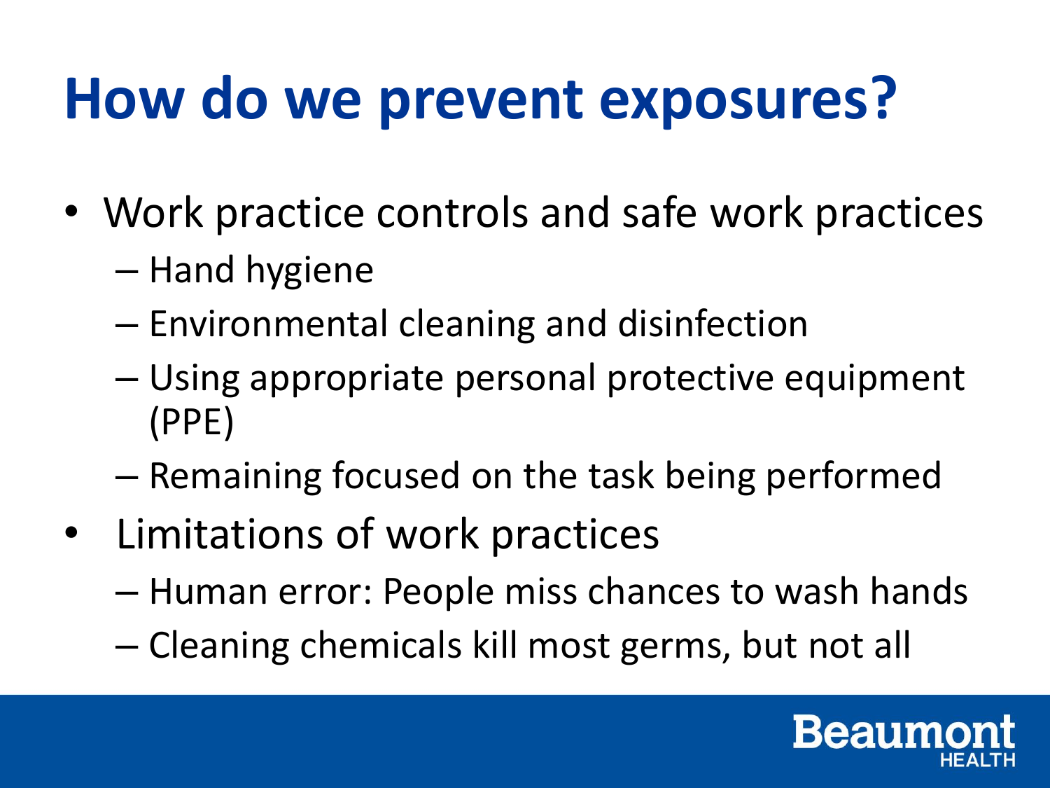# How do we prevent exposures?

- Work practice controls and safe work practices
  - Hand hygiene
  - Environmental cleaning and disinfection
  - Using appropriate personal protective equipment (PPE)
  - Remaining focused on the task being performed
- Limitations of work practices
  - Human error: People miss chances to wash hands
  - Cleaning chemicals kill most germs, but not all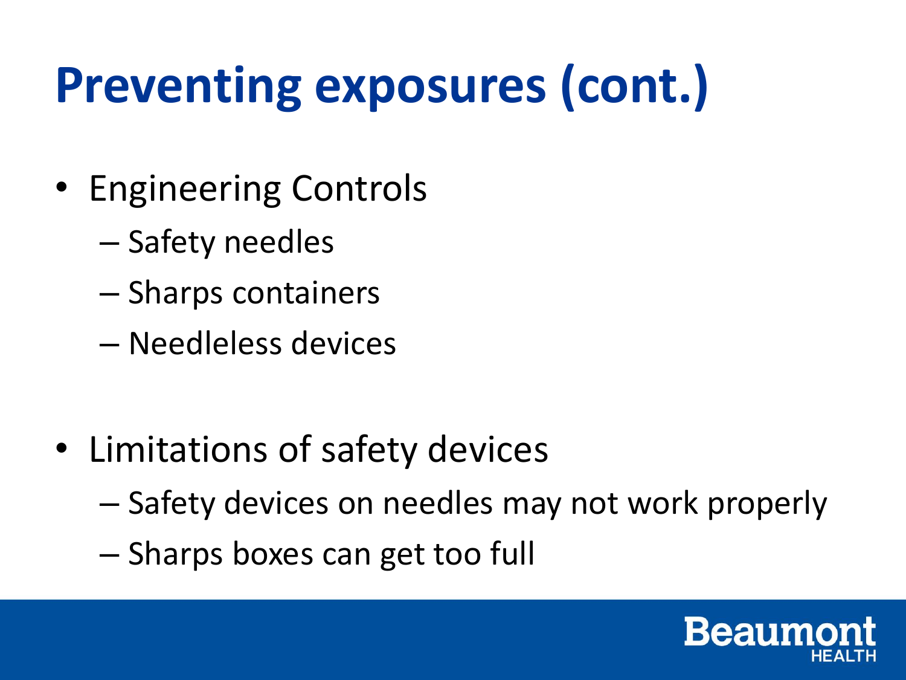# Preventing exposures (cont.)

- Engineering Controls
  - Safety needles
  - Sharps containers
  - Needleless devices

- Limitations of safety devices
  - Safety devices on needles may not work properly
  - Sharps boxes can get too full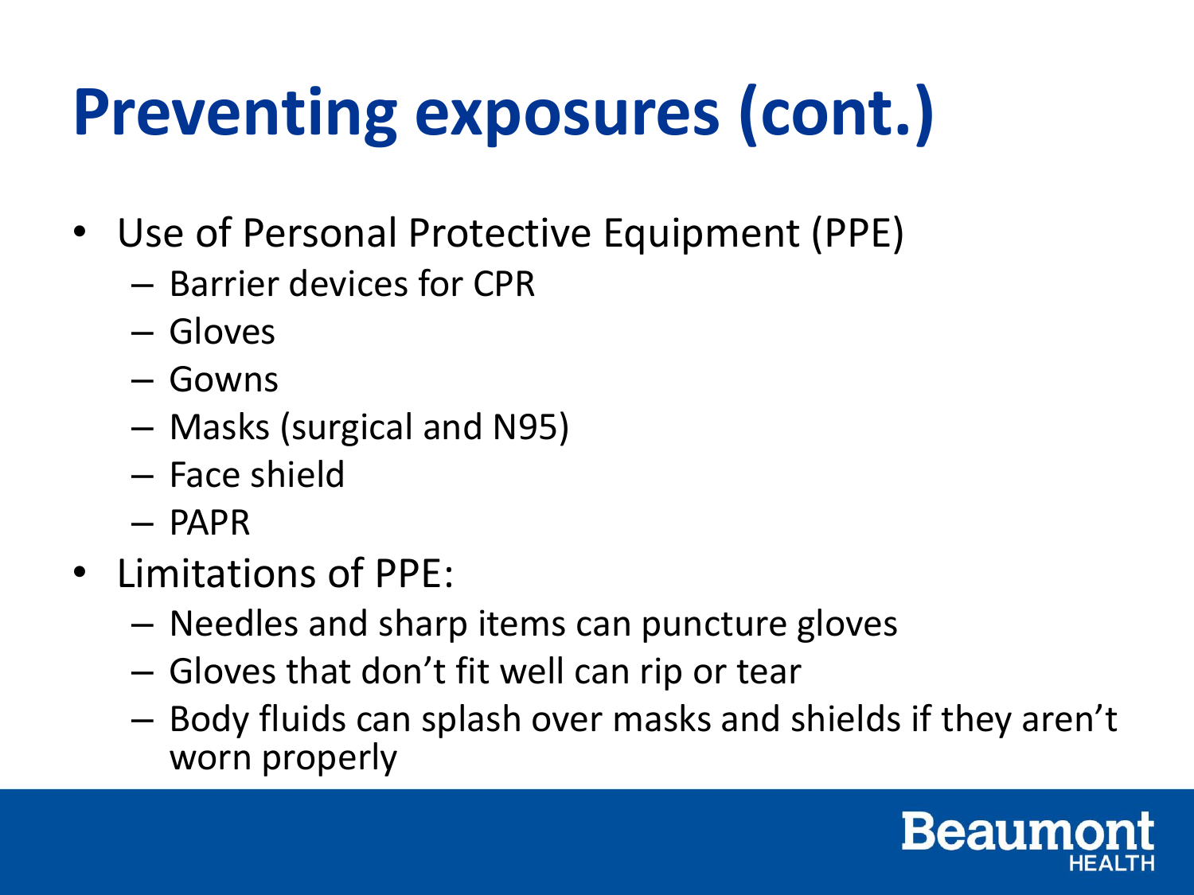# Preventing exposures (cont.)

- Use of Personal Protective Equipment (PPE)
  - Barrier devices for CPR
  - Gloves
  - Gowns
  - Masks (surgical and N95)
  - Face shield
  - PAPR
- Limitations of PPE:
  - Needles and sharp items can puncture gloves
  - Gloves that don't fit well can rip or tear
  - Body fluids can splash over masks and shields if they aren't worn properly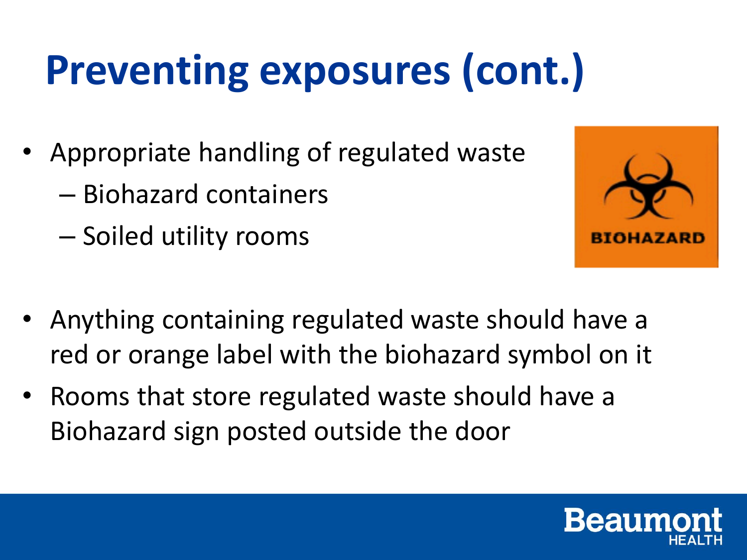# Preventing exposures (cont.)

- Appropriate handling of regulated waste
  - Biohazard containers
  - Soiled utility rooms
- Anything containing regulated waste should have a red or orange label with the biohazard symbol on it
- Rooms that store regulated waste should have a Biohazard sign posted outside the door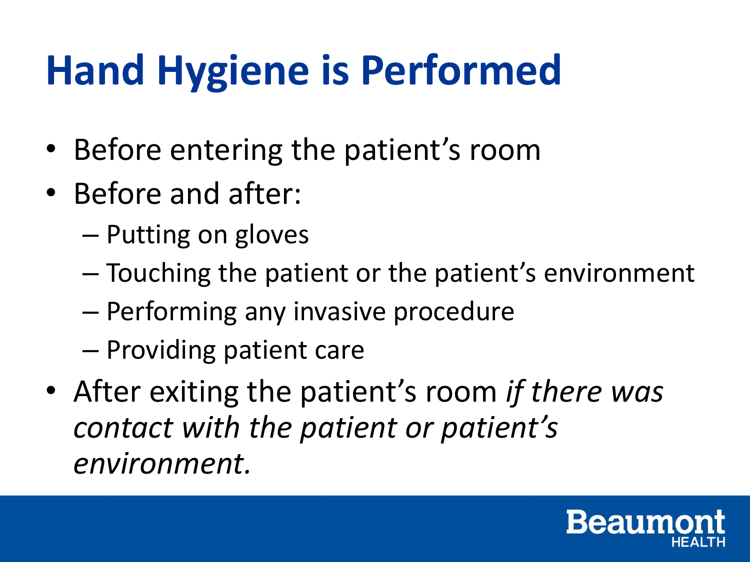# Hand Hygiene is Performed

- Before entering the patient's room
- Before and after:
  - Putting on gloves
  - Touching the patient or the patient's environment
  - Performing any invasive procedure
  - Providing patient care
- After exiting the patient's room *if there was contact with the patient or patient's environment.*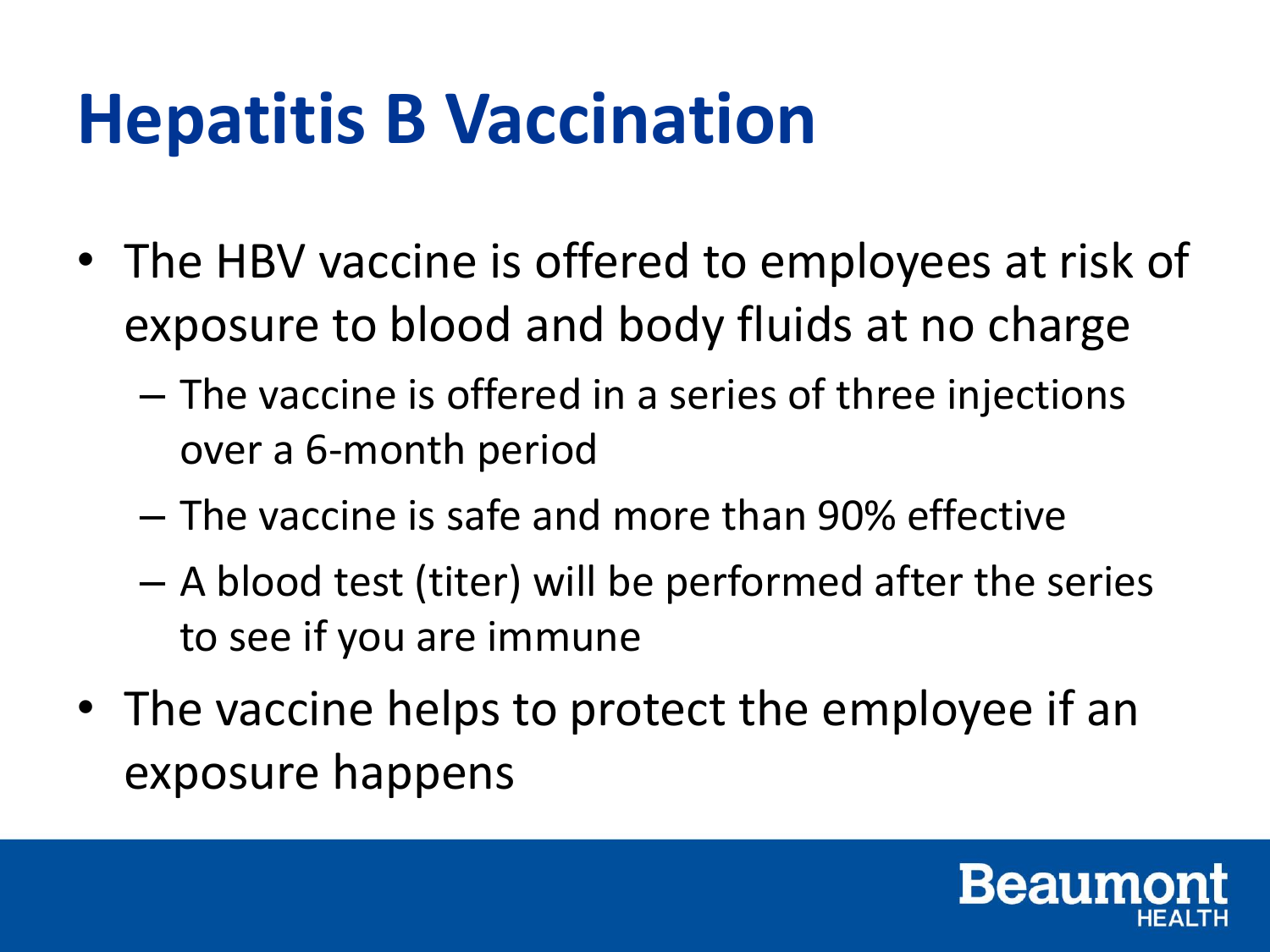# Hepatitis B Vaccination

- The HBV vaccine is offered to employees at risk of exposure to blood and body fluids at no charge
  - The vaccine is offered in a series of three injections over a 6-month period
  - The vaccine is safe and more than 90% effective
  - A blood test (titer) will be performed after the series to see if you are immune
- The vaccine helps to protect the employee if an exposure happens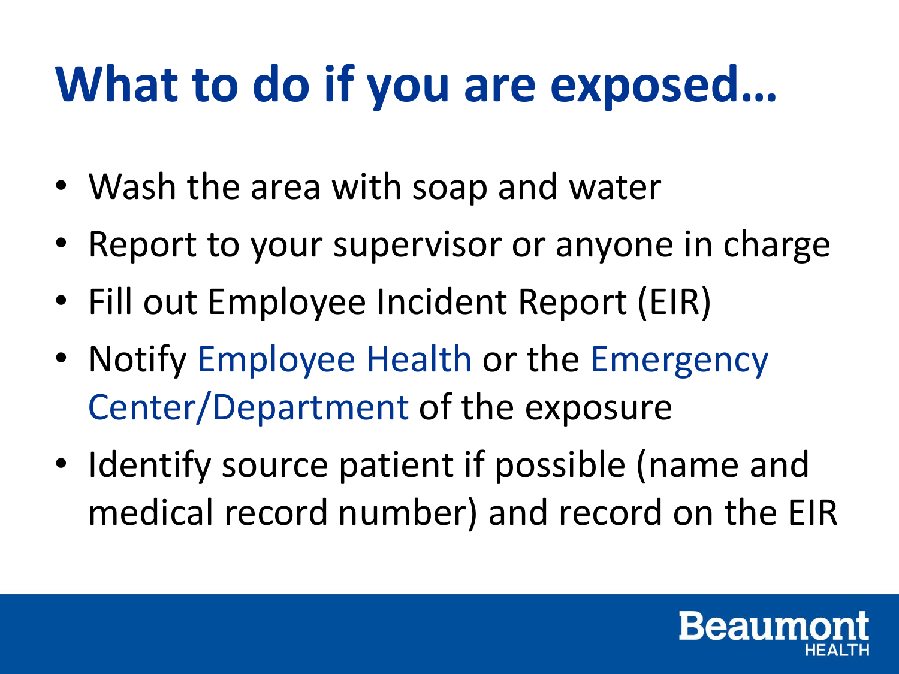# What to do if you are exposed…

- Wash the area with soap and water
- Report to your supervisor or anyone in charge
- Fill out Employee Incident Report (EIR)
- Notify Employee Health or the Emergency Center/Department of the exposure
- Identify source patient if possible (name and medical record number) and record on the EIR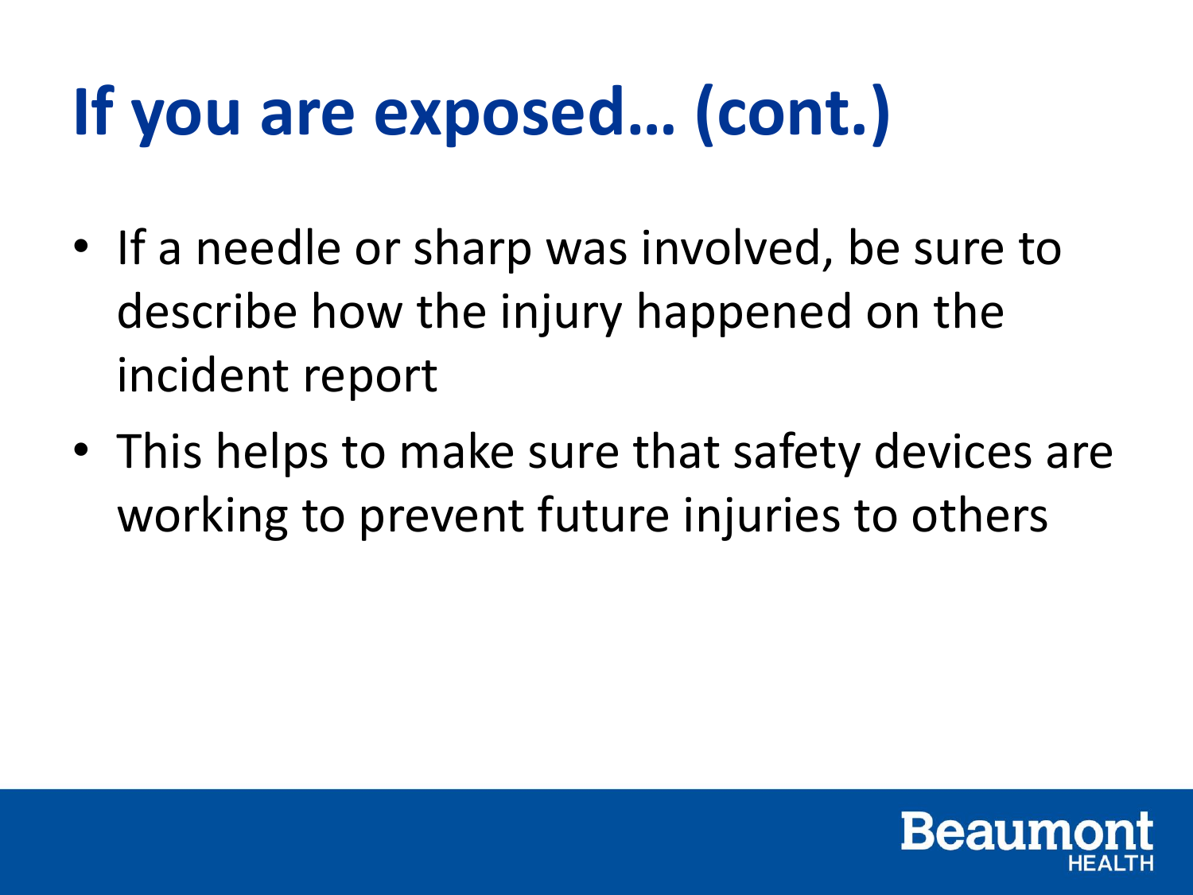# If you are exposed… (cont.)

- If a needle or sharp was involved, be sure to describe how the injury happened on the incident report
- This helps to make sure that safety devices are working to prevent future injuries to others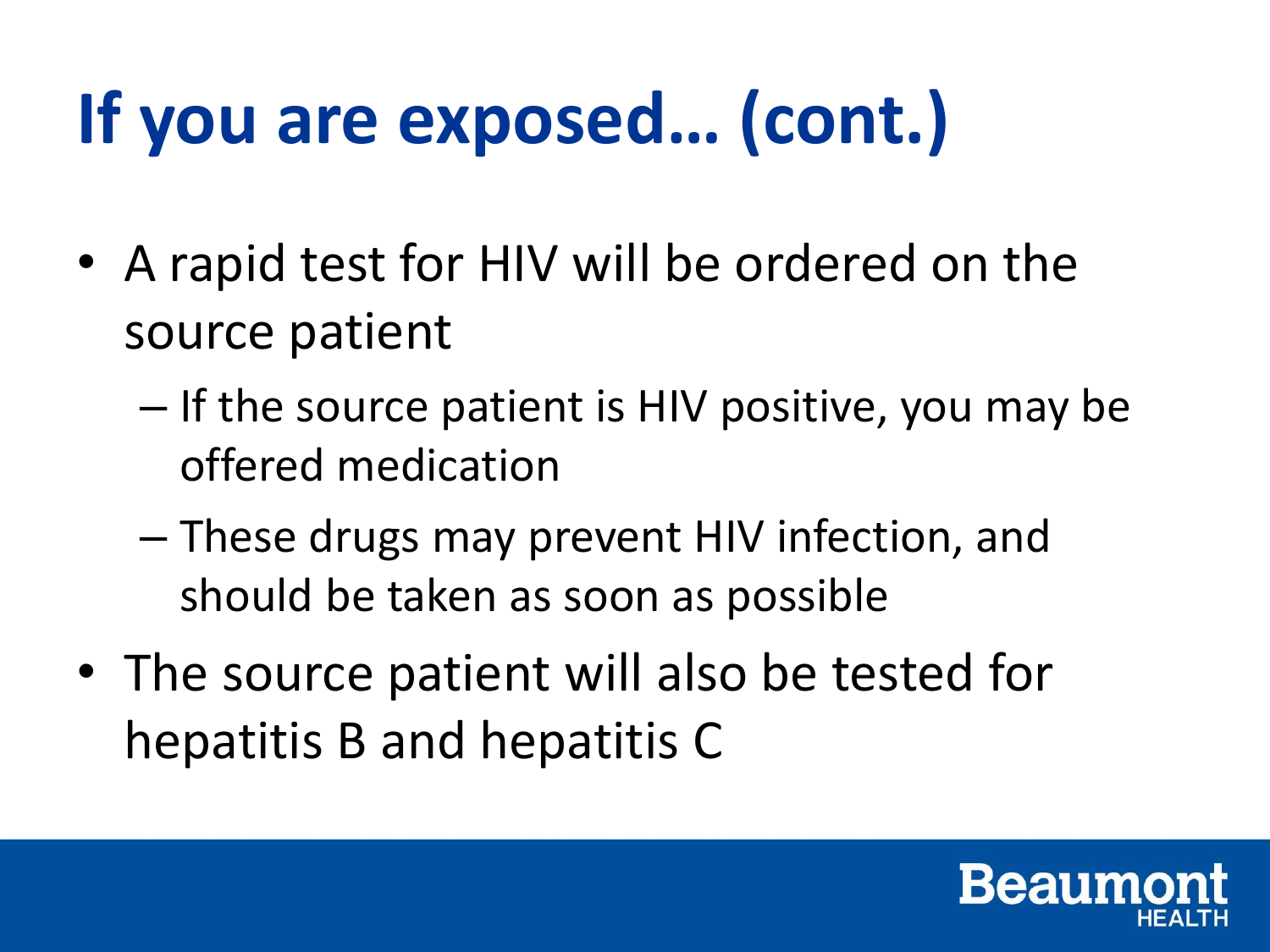# If you are exposed… (cont.)

- A rapid test for HIV will be ordered on the source patient
  - If the source patient is HIV positive, you may be offered medication
  - These drugs may prevent HIV infection, and should be taken as soon as possible
- The source patient will also be tested for hepatitis B and hepatitis C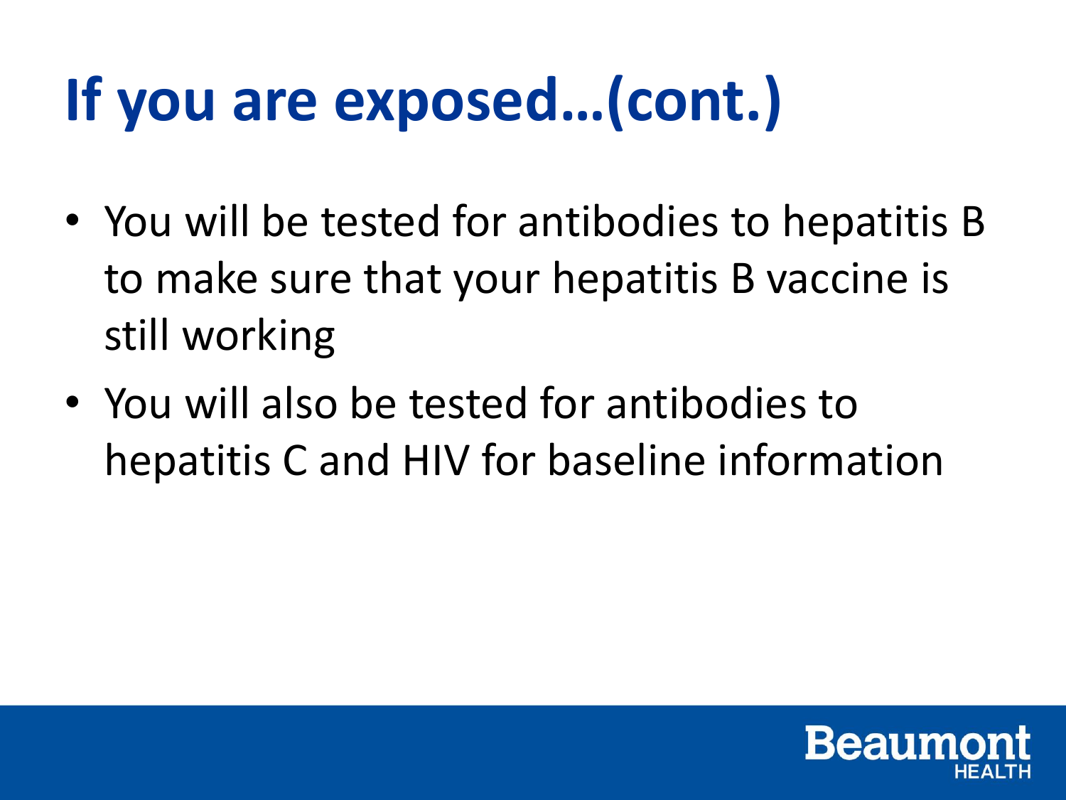# If you are exposed…(cont.)

- You will be tested for antibodies to hepatitis B to make sure that your hepatitis B vaccine is still working
- You will also be tested for antibodies to hepatitis C and HIV for baseline information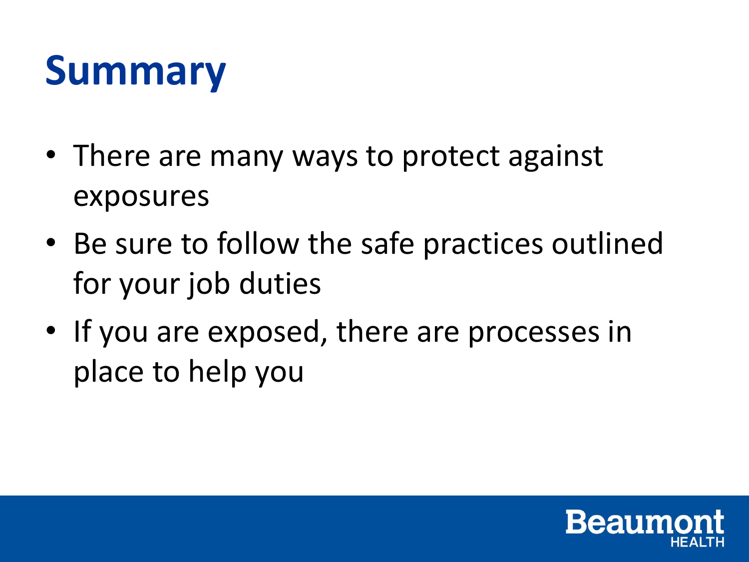# Summary

- There are many ways to protect against exposures
- Be sure to follow the safe practices outlined for your job duties
- If you are exposed, there are processes in place to help you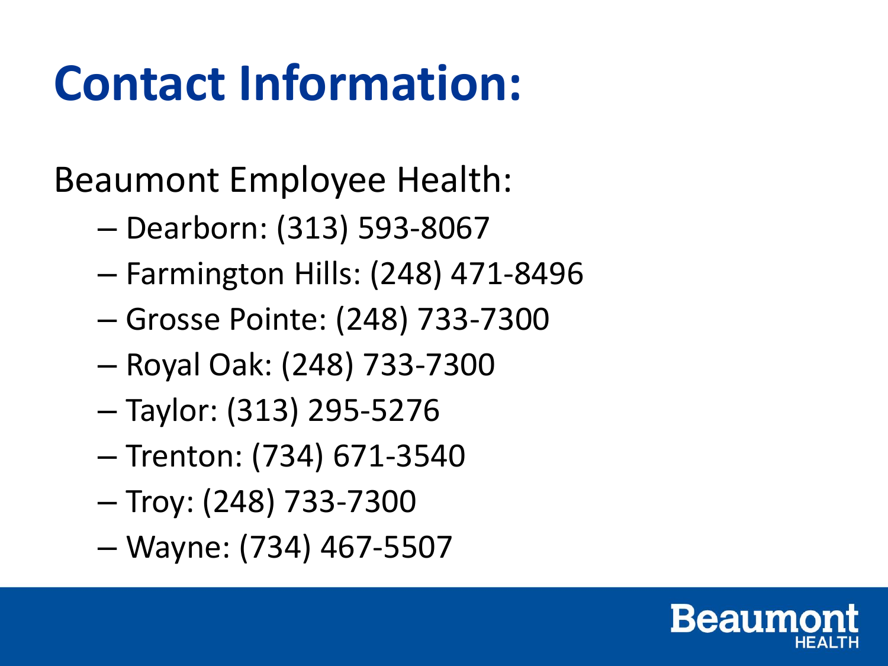# Contact Information:

Beaumont Employee Health:

- Dearborn: (313) 593-8067
- Farmington Hills: (248) 471-8496
- Grosse Pointe: (248) 733-7300
- Royal Oak: (248) 733-7300
- Taylor: (313) 295-5276
- Trenton: (734) 671-3540
- Troy: (248) 733-7300
- Wayne: (734) 467-5507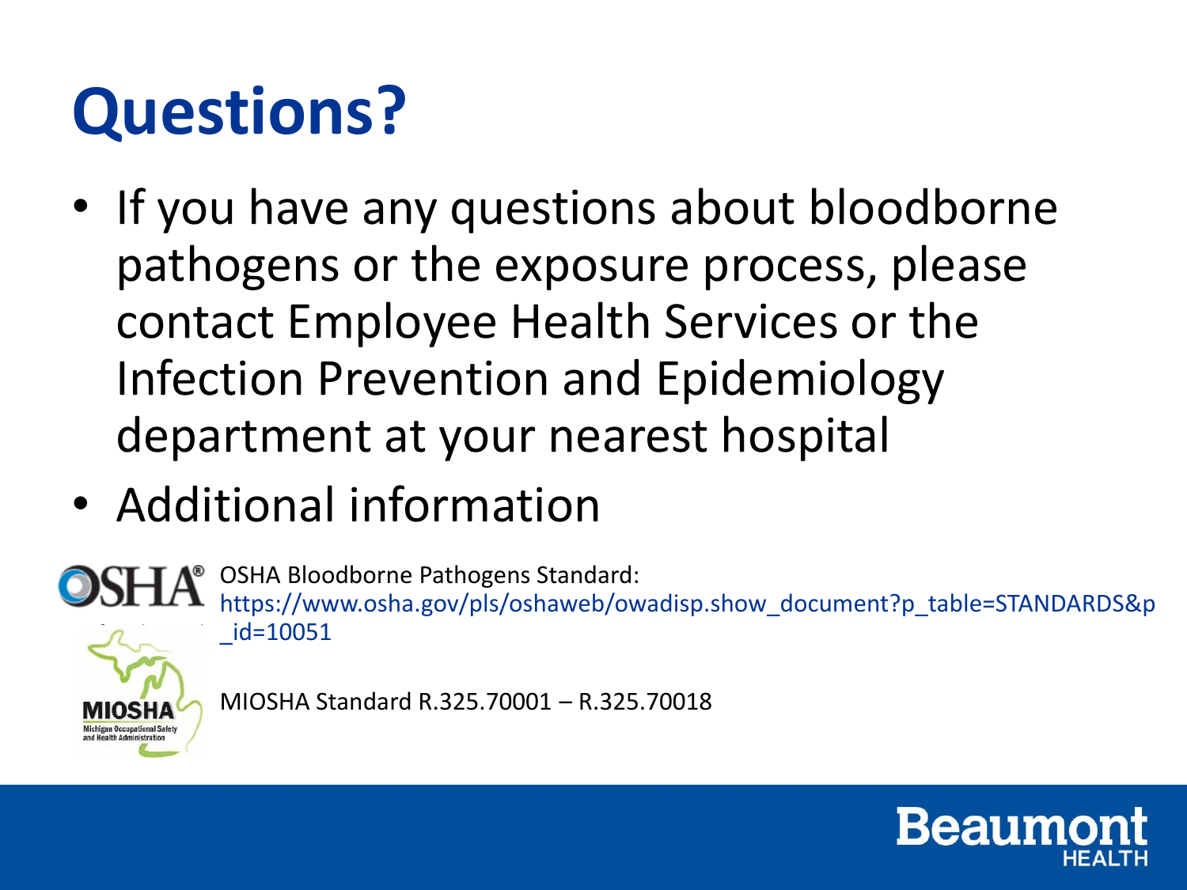# Questions?

- If you have any questions about bloodborne pathogens or the exposure process, please contact Employee Health Services or the Infection Prevention and Epidemiology department at your nearest hospital
- Additional information

OSHA Bloodborne Pathogens Standard:
https://www.osha.gov/pls/oshaweb/owadisp.show_document?p_table=STANDARDS&p_id=10051

MIOSHA Standard R.325.70001 – R.325.70018